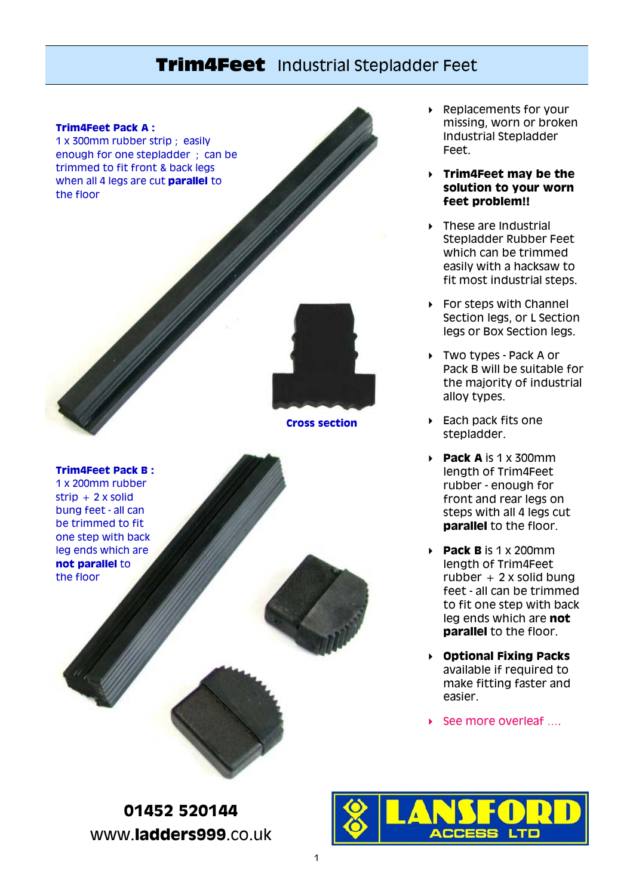# **Trim4Feet** Industrial Stepladder Feet

**Trim4Feet Pack A :**
1 x 300mm rubber strip ; easily enough for one stepladder ; can be trimmed to fit front & back legs when all 4 legs are cut **parallel** to the floor

**Cross section**

**Trim4Feet Pack B :**
1 x 200mm rubber strip + 2 x solid bung feet - all can be trimmed to fit one step with back leg ends which are **not parallel** to the floor

- Replacements for your missing, worn or broken Industrial Stepladder Feet.
- **Trim4Feet may be the solution to your worn feet problem!!**
- These are Industrial Stepladder Rubber Feet which can be trimmed easily with a hacksaw to fit most industrial steps.
- For steps with Channel Section legs, or L Section legs or Box Section legs.
- Two types - Pack A or Pack B will be suitable for the majority of industrial alloy types.
- Each pack fits one stepladder.
- **Pack A** is 1 x 300mm length of Trim4Feet rubber - enough for front and rear legs on steps with all 4 legs cut **parallel** to the floor.
- **Pack B** is 1 x 200mm length of Trim4Feet rubber + 2 x solid bung feet - all can be trimmed to fit one step with back leg ends which are **not parallel** to the floor.
- **Optional Fixing Packs** available if required to make fitting faster and easier.
- See more overleaf ....

**01452 520144**
www.**ladders999**.co.uk

LANSFORD ACCESS LTD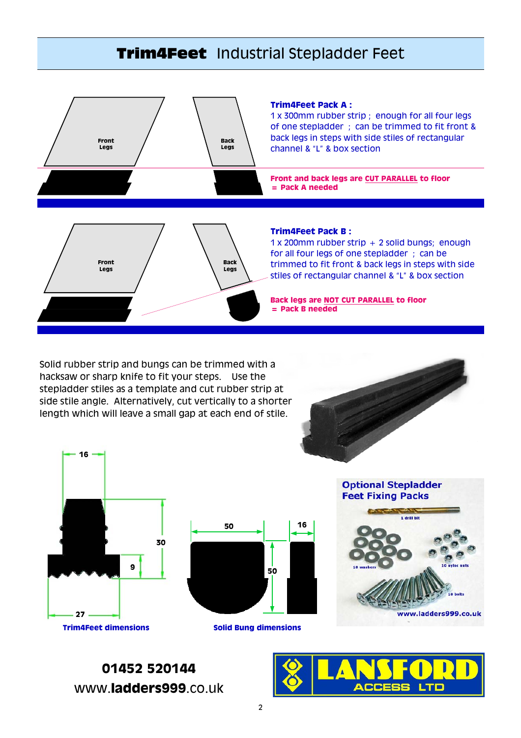# Trim4Feet Industrial Stepladder Feet

Front Legs

Back Legs

**Trim4Feet Pack A :**
1 x 300mm rubber strip ; enough for all four legs of one stepladder ; can be trimmed to fit front & back legs in steps with side stiles of rectangular channel & "L" & box section

**Front and back legs are CUT PARALLEL to floor**
**= Pack A needed**

Front Legs

Back Legs

**Trim4Feet Pack B :**
1 x 200mm rubber strip + 2 solid bungs; enough for all four legs of one stepladder ; can be trimmed to fit front & back legs in steps with side stiles of rectangular channel & "L" & box section

**Back legs are NOT CUT PARALLEL to floor**
**= Pack B needed**

Solid rubber strip and bungs can be trimmed with a hacksaw or sharp knife to fit your steps. Use the stepladder stiles as a template and cut rubber strip at side stile angle. Alternatively, cut vertically to a shorter length which will leave a small gap at each end of stile.

16

30

9

27

**Trim4Feet dimensions**

50

16

50

**Solid Bung dimensions**

**Optional Stepladder Feet Fixing Packs**

1 drill bit

10 washers

10 nyloc nuts

10 bolts

www.ladders999.co.uk

**01452 520144**
www.**ladders999**.co.uk

LANSFORD ACCESS LTD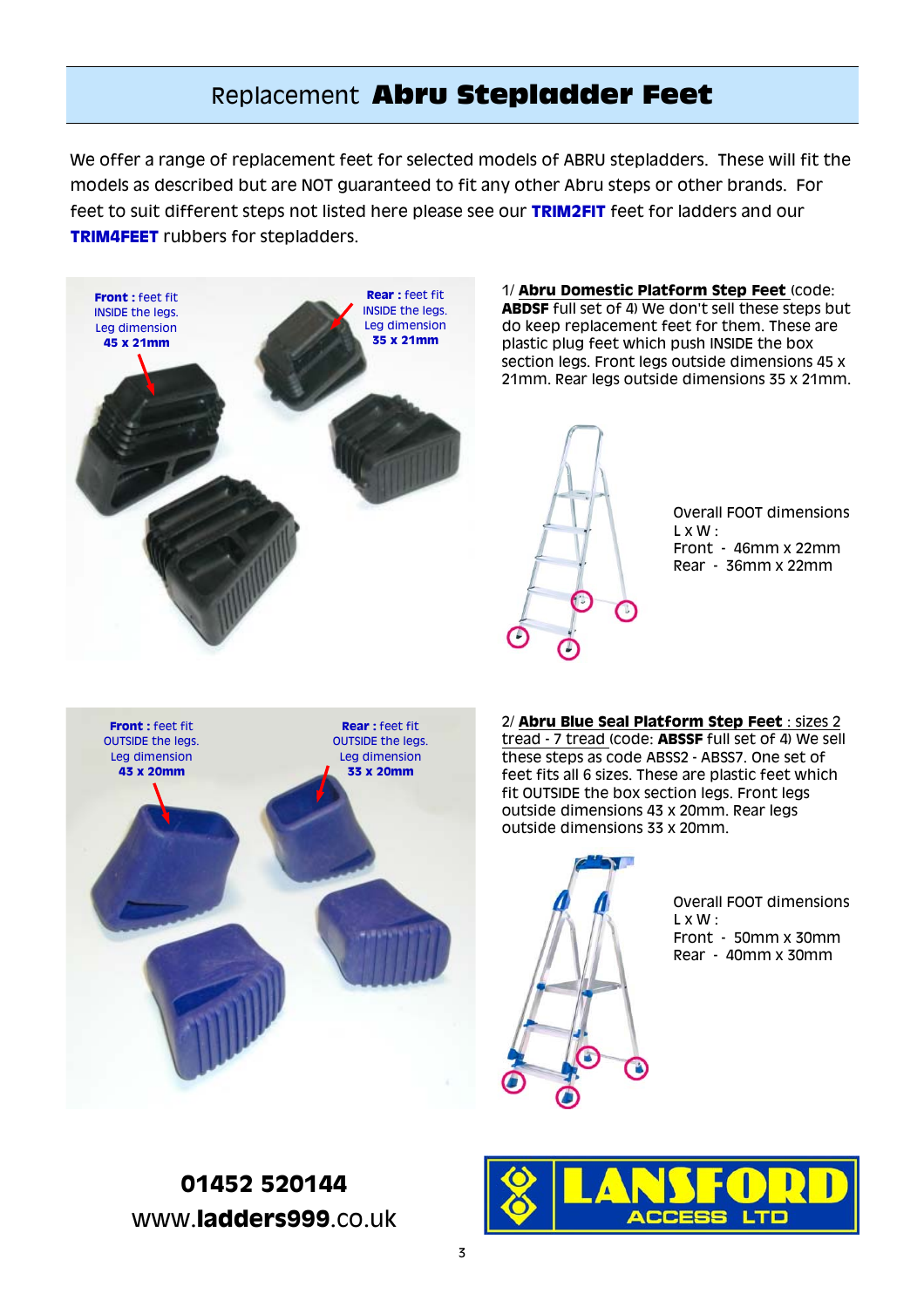# Replacement **Abru Stepladder Feet**

We offer a range of replacement feet for selected models of ABRU stepladders. These will fit the models as described but are NOT guaranteed to fit any other Abru steps or other brands. For feet to suit different steps not listed here please see our **TRIM2FIT** feet for ladders and our **TRIM4FEET** rubbers for stepladders.

**Front :** feet fit INSIDE the legs. Leg dimension **45 x 21mm**

**Rear :** feet fit INSIDE the legs. Leg dimension **35 x 21mm**

1/ **Abru Domestic Platform Step Feet** (code: **ABDSF** full set of 4) We don't sell these steps but do keep replacement feet for them. These are plastic plug feet which push INSIDE the box section legs. Front legs outside dimensions 45 x 21mm. Rear legs outside dimensions 35 x 21mm.

Overall FOOT dimensions L x W :
Front - 46mm x 22mm
Rear - 36mm x 22mm

**Front :** feet fit OUTSIDE the legs. Leg dimension **43 x 20mm**

**Rear :** feet fit OUTSIDE the legs. Leg dimension **33 x 20mm**

2/ **Abru Blue Seal Platform Step Feet** : sizes 2 tread - 7 tread (code: **ABSSF** full set of 4) We sell these steps as code ABSS2 - ABSS7. One set of feet fits all 6 sizes. These are plastic feet which fit OUTSIDE the box section legs. Front legs outside dimensions 43 x 20mm. Rear legs outside dimensions 33 x 20mm.

Overall FOOT dimensions L x W :
Front - 50mm x 30mm
Rear - 40mm x 30mm

**01452 520144**
www.**ladders999**.co.uk

LANSFORD ACCESS LTD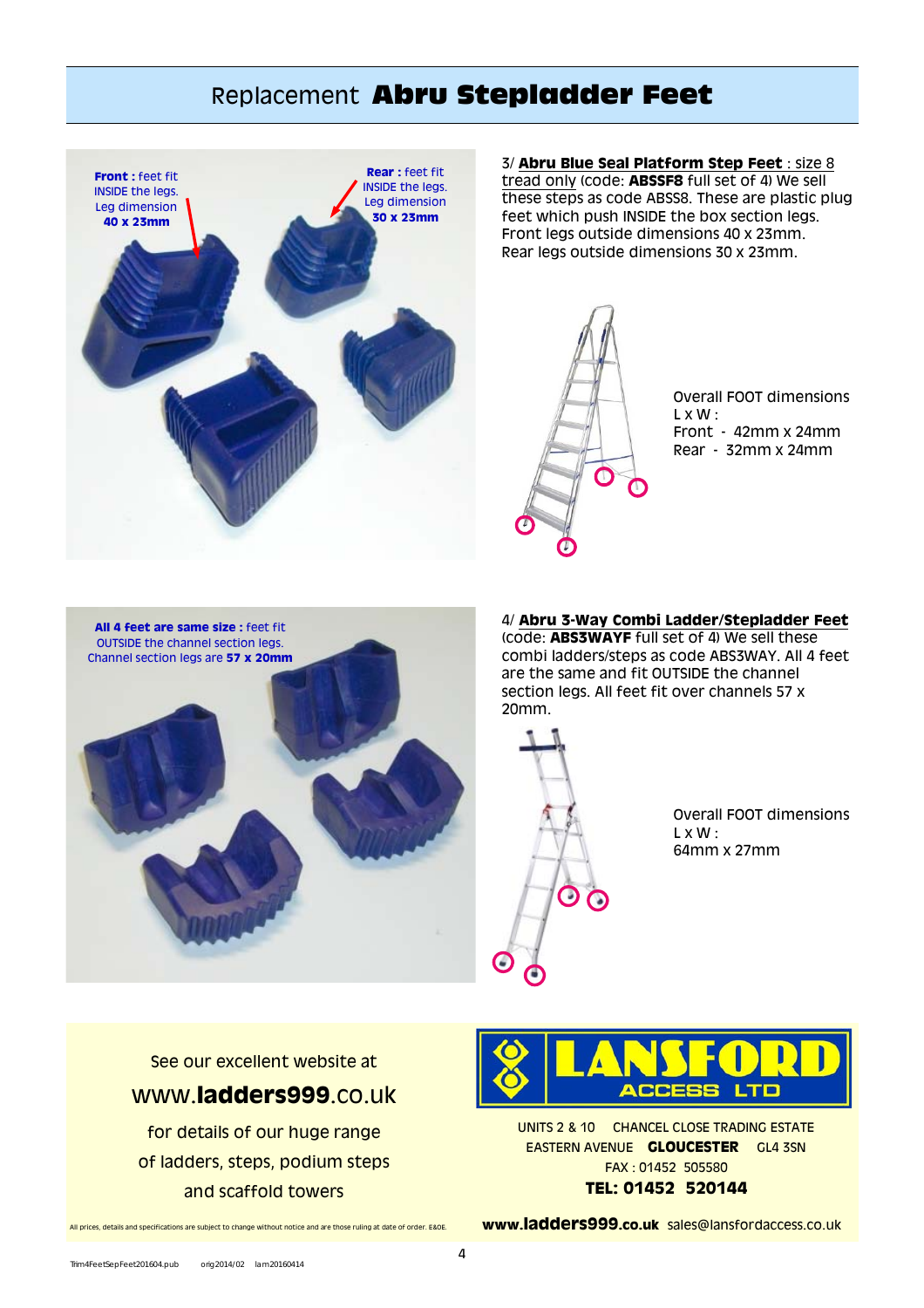# Replacement **Abru Stepladder Feet**

**Front :** feet fit INSIDE the legs. Leg dimension **40 x 23mm**

**Rear :** feet fit INSIDE the legs. Leg dimension **30 x 23mm**

3/ **Abru Blue Seal Platform Step Feet** : size 8 tread only (code: **ABSSF8** full set of 4) We sell these steps as code ABSS8. These are plastic plug feet which push INSIDE the box section legs. Front legs outside dimensions 40 x 23mm. Rear legs outside dimensions 30 x 23mm.

Overall FOOT dimensions L x W :
Front - 42mm x 24mm
Rear - 32mm x 24mm

**All 4 feet are same size :** feet fit OUTSIDE the channel section legs. Channel section legs are **57 x 20mm**

4/ **Abru 3-Way Combi Ladder/Stepladder Feet** (code: **ABS3WAYF** full set of 4) We sell these combi ladders/steps as code ABS3WAY. All 4 feet are the same and fit OUTSIDE the channel section legs. All feet fit over channels 57 x 20mm.

Overall FOOT dimensions L x W :
64mm x 27mm

See our excellent website at

www.**ladders999**.co.uk

for details of our huge range of ladders, steps, podium steps and scaffold towers

**LANSFORD ACCESS LTD**

UNITS 2 & 10 CHANCEL CLOSE TRADING ESTATE
EASTERN AVENUE **GLOUCESTER** GL4 3SN
FAX : 01452 505580
**TEL: 01452 520144**

**www.ladders999.co.uk** sales@lansfordaccess.co.uk

All prices, details and specifications are subject to change without notice and are those ruling at date of order. E&OE.

Trim4FeetSepFeet201604.pub orig2014/02 lam20160414